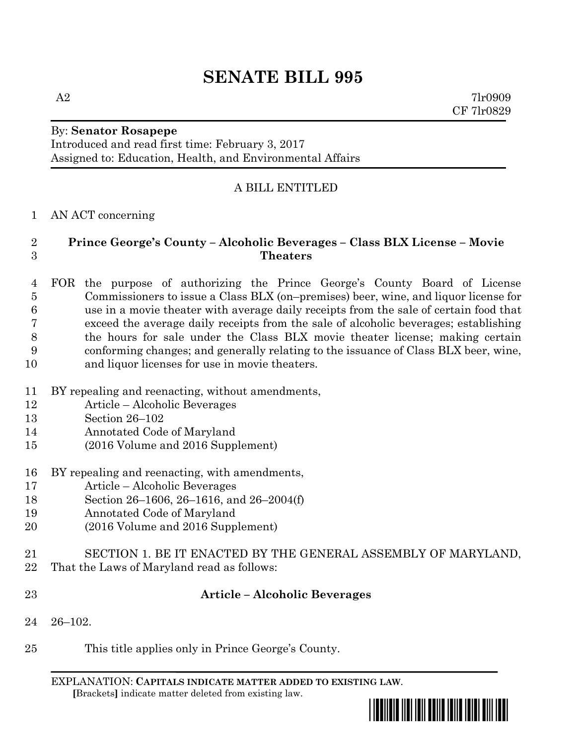# SENATE BILL 995

A2 7lr0909
CF 7lr0829

By: **Senator Rosapepe**
Introduced and read first time: February 3, 2017
Assigned to: Education, Health, and Environmental Affairs

A BILL ENTITLED

AN ACT concerning

**Prince George's County – Alcoholic Beverages – Class BLX License – Movie Theaters**

FOR the purpose of authorizing the Prince George's County Board of License Commissioners to issue a Class BLX (on–premises) beer, wine, and liquor license for use in a movie theater with average daily receipts from the sale of certain food that exceed the average daily receipts from the sale of alcoholic beverages; establishing the hours for sale under the Class BLX movie theater license; making certain conforming changes; and generally relating to the issuance of Class BLX beer, wine, and liquor licenses for use in movie theaters.

BY repealing and reenacting, without amendments,
Article – Alcoholic Beverages
Section 26–102
Annotated Code of Maryland
(2016 Volume and 2016 Supplement)

BY repealing and reenacting, with amendments,
Article – Alcoholic Beverages
Section 26–1606, 26–1616, and 26–2004(f)
Annotated Code of Maryland
(2016 Volume and 2016 Supplement)

SECTION 1. BE IT ENACTED BY THE GENERAL ASSEMBLY OF MARYLAND, That the Laws of Maryland read as follows:

**Article – Alcoholic Beverages**

26–102.

This title applies only in Prince George's County.

EXPLANATION: **CAPITALS INDICATE MATTER ADDED TO EXISTING LAW**.
**[**Brackets**]** indicate matter deleted from existing law.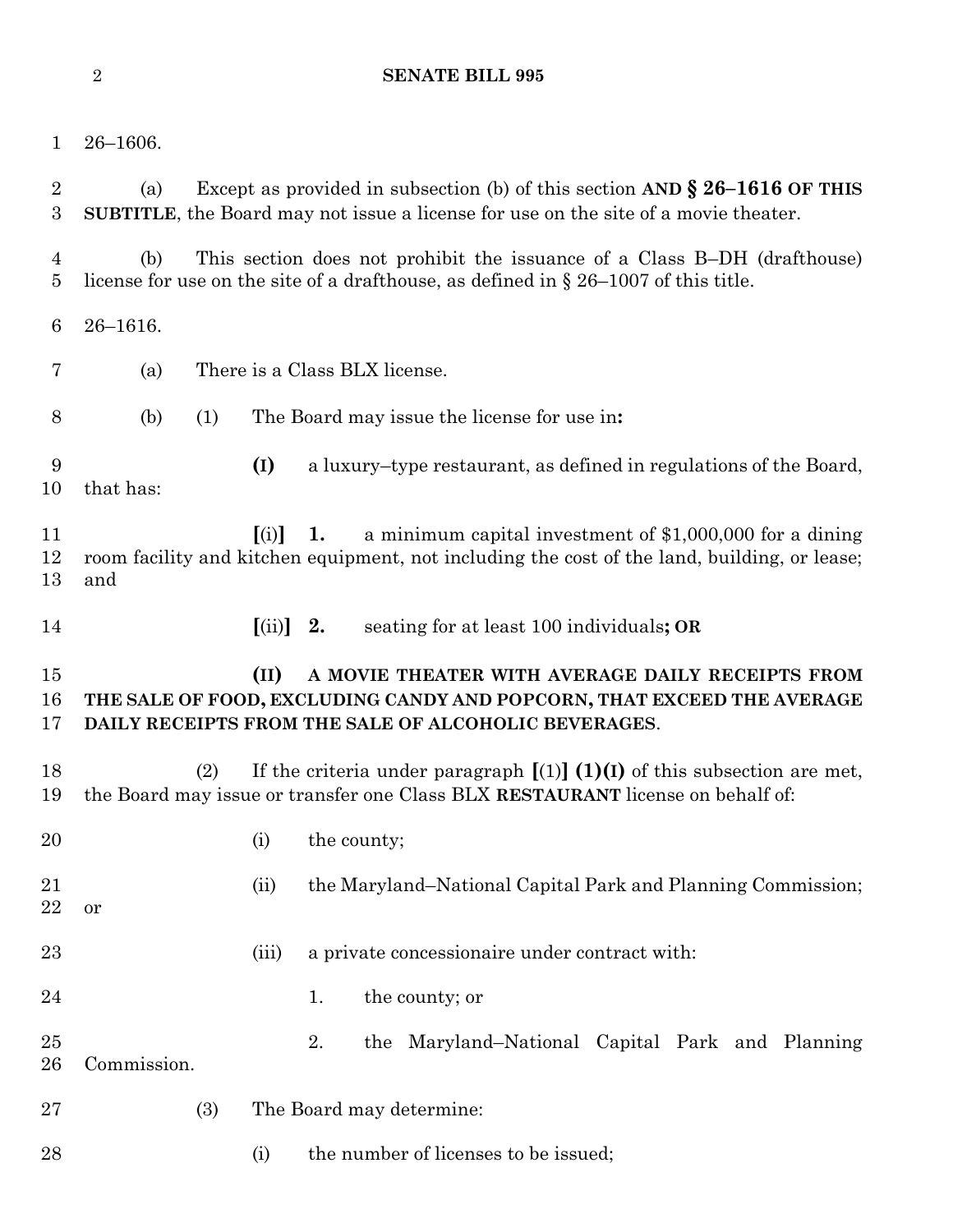26–1606.

(a) Except as provided in subsection (b) of this section **AND § 26–1616 OF THIS SUBTITLE**, the Board may not issue a license for use on the site of a movie theater.

(b) This section does not prohibit the issuance of a Class B–DH (drafthouse) license for use on the site of a drafthouse, as defined in § 26–1007 of this title.

26–1616.

(a) There is a Class BLX license.

(b) (1) The Board may issue the license for use in**:**

**(I)** a luxury–type restaurant, as defined in regulations of the Board, that has:

**[**(i)**]** **1.** a minimum capital investment of $1,000,000 for a dining room facility and kitchen equipment, not including the cost of the land, building, or lease; and

**[**(ii)**]** **2.** seating for at least 100 individuals**; OR**

**(II) A MOVIE THEATER WITH AVERAGE DAILY RECEIPTS FROM THE SALE OF FOOD, EXCLUDING CANDY AND POPCORN, THAT EXCEED THE AVERAGE DAILY RECEIPTS FROM THE SALE OF ALCOHOLIC BEVERAGES**.

(2) If the criteria under paragraph **[**(1)**]** **(1)(I)** of this subsection are met, the Board may issue or transfer one Class BLX **RESTAURANT** license on behalf of:

(i) the county;

(ii) the Maryland–National Capital Park and Planning Commission; or

(iii) a private concessionaire under contract with:

1. the county; or

2. the Maryland–National Capital Park and Planning Commission.

(3) The Board may determine:

(i) the number of licenses to be issued;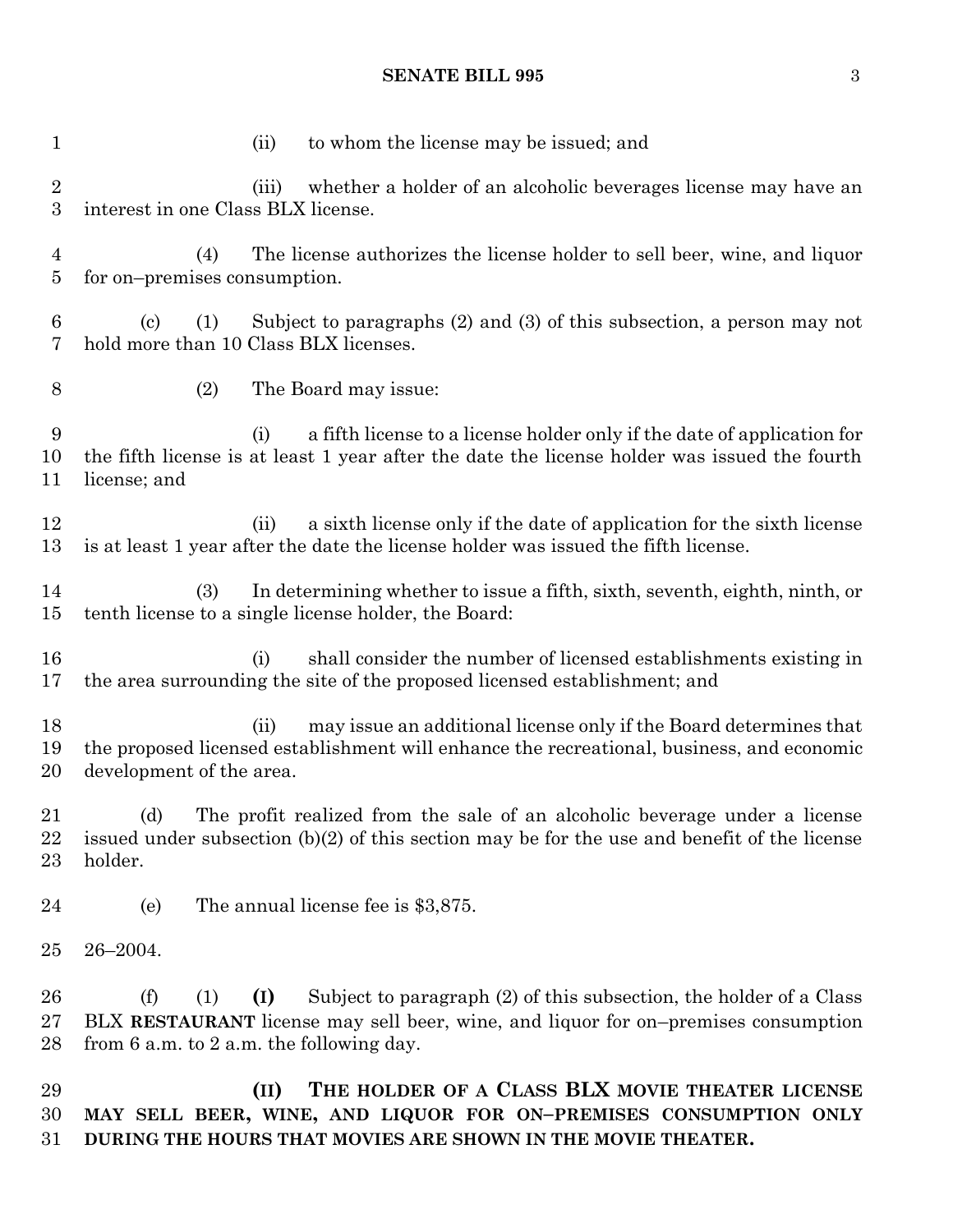(ii) to whom the license may be issued; and

(iii) whether a holder of an alcoholic beverages license may have an interest in one Class BLX license.

(4) The license authorizes the license holder to sell beer, wine, and liquor for on–premises consumption.

(c) (1) Subject to paragraphs (2) and (3) of this subsection, a person may not hold more than 10 Class BLX licenses.

(2) The Board may issue:

(i) a fifth license to a license holder only if the date of application for the fifth license is at least 1 year after the date the license holder was issued the fourth license; and

(ii) a sixth license only if the date of application for the sixth license is at least 1 year after the date the license holder was issued the fifth license.

(3) In determining whether to issue a fifth, sixth, seventh, eighth, ninth, or tenth license to a single license holder, the Board:

(i) shall consider the number of licensed establishments existing in the area surrounding the site of the proposed licensed establishment; and

(ii) may issue an additional license only if the Board determines that the proposed licensed establishment will enhance the recreational, business, and economic development of the area.

(d) The profit realized from the sale of an alcoholic beverage under a license issued under subsection (b)(2) of this section may be for the use and benefit of the license holder.

(e) The annual license fee is $3,875.

26–2004.

(f) (1) **(I)** Subject to paragraph (2) of this subsection, the holder of a Class BLX **RESTAURANT** license may sell beer, wine, and liquor for on–premises consumption from 6 a.m. to 2 a.m. the following day.

**(II) THE HOLDER OF A CLASS BLX MOVIE THEATER LICENSE MAY SELL BEER, WINE, AND LIQUOR FOR ON–PREMISES CONSUMPTION ONLY DURING THE HOURS THAT MOVIES ARE SHOWN IN THE MOVIE THEATER.**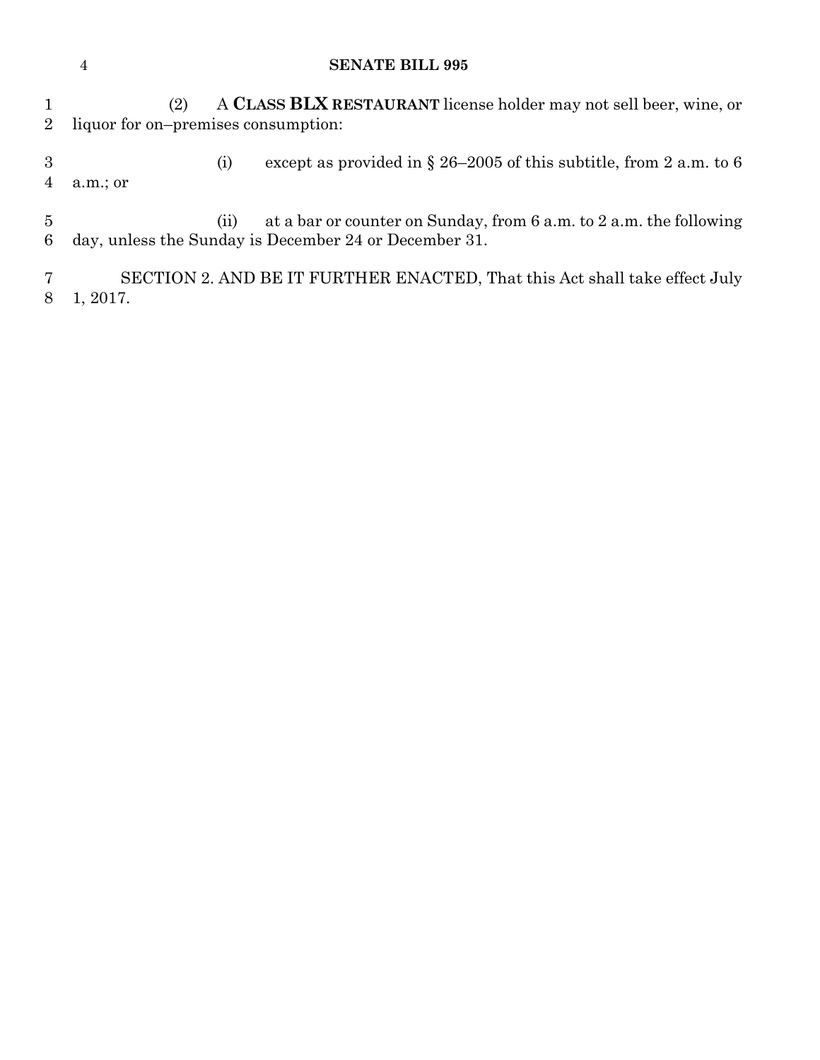(2) A **CLASS BLX RESTAURANT** license holder may not sell beer, wine, or liquor for on–premises consumption:

(i) except as provided in § 26–2005 of this subtitle, from 2 a.m. to 6 a.m.; or

(ii) at a bar or counter on Sunday, from 6 a.m. to 2 a.m. the following day, unless the Sunday is December 24 or December 31.

SECTION 2. AND BE IT FURTHER ENACTED, That this Act shall take effect July 1, 2017.